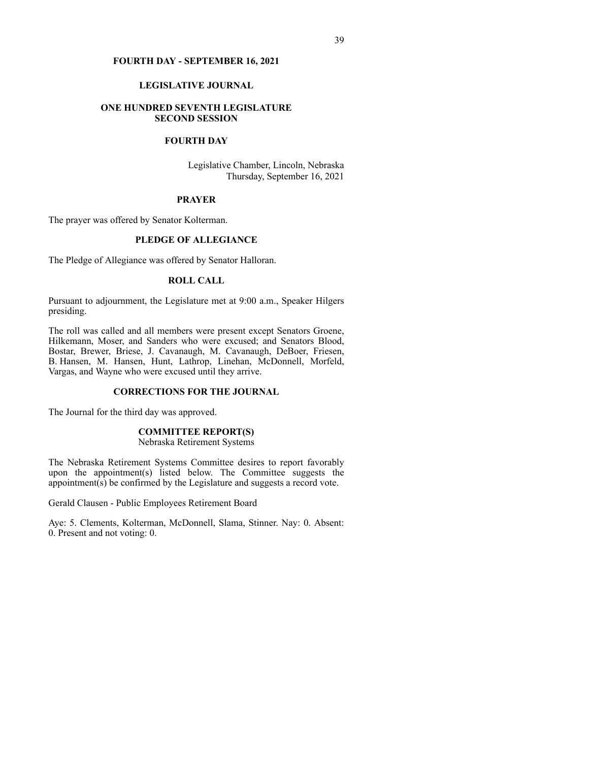# FOURTH DAY - SEPTEMBER 16, 2021

## LEGISLATIVE JOURNAL

## ONE HUNDRED SEVENTH LEGISLATURE
## SECOND SESSION

## FOURTH DAY

Legislative Chamber, Lincoln, Nebraska
Thursday, September 16, 2021

### PRAYER

The prayer was offered by Senator Kolterman.

### PLEDGE OF ALLEGIANCE

The Pledge of Allegiance was offered by Senator Halloran.

### ROLL CALL

Pursuant to adjournment, the Legislature met at 9:00 a.m., Speaker Hilgers presiding.

The roll was called and all members were present except Senators Groene, Hilkemann, Moser, and Sanders who were excused; and Senators Blood, Bostar, Brewer, Briese, J. Cavanaugh, M. Cavanaugh, DeBoer, Friesen, B. Hansen, M. Hansen, Hunt, Lathrop, Linehan, McDonnell, Morfeld, Vargas, and Wayne who were excused until they arrive.

### CORRECTIONS FOR THE JOURNAL

The Journal for the third day was approved.

### COMMITTEE REPORT(S)
Nebraska Retirement Systems

The Nebraska Retirement Systems Committee desires to report favorably upon the appointment(s) listed below. The Committee suggests the appointment(s) be confirmed by the Legislature and suggests a record vote.

Gerald Clausen - Public Employees Retirement Board

Aye: 5. Clements, Kolterman, McDonnell, Slama, Stinner. Nay: 0. Absent: 0. Present and not voting: 0.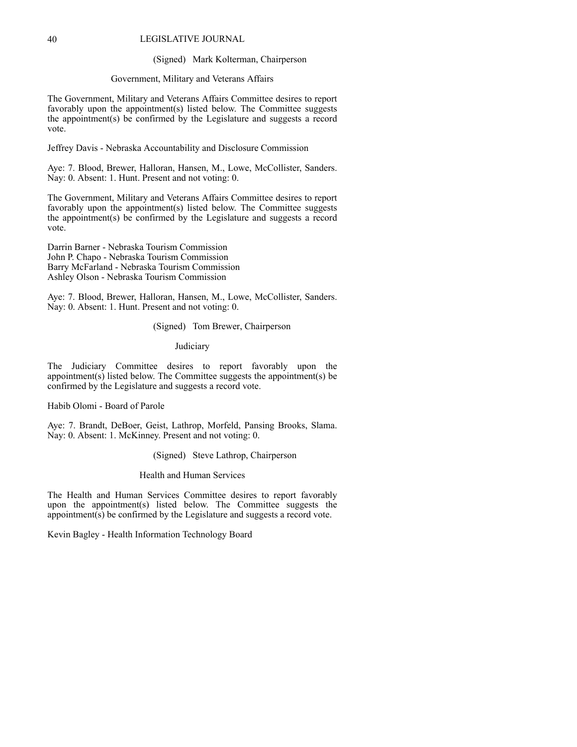(Signed) Mark Kolterman, Chairperson

## Government, Military and Veterans Affairs

The Government, Military and Veterans Affairs Committee desires to report favorably upon the appointment(s) listed below. The Committee suggests the appointment(s) be confirmed by the Legislature and suggests a record vote.

Jeffrey Davis - Nebraska Accountability and Disclosure Commission

Aye: 7. Blood, Brewer, Halloran, Hansen, M., Lowe, McCollister, Sanders. Nay: 0. Absent: 1. Hunt. Present and not voting: 0.

The Government, Military and Veterans Affairs Committee desires to report favorably upon the appointment(s) listed below. The Committee suggests the appointment(s) be confirmed by the Legislature and suggests a record vote.

Darrin Barner - Nebraska Tourism Commission
John P. Chapo - Nebraska Tourism Commission
Barry McFarland - Nebraska Tourism Commission
Ashley Olson - Nebraska Tourism Commission

Aye: 7. Blood, Brewer, Halloran, Hansen, M., Lowe, McCollister, Sanders. Nay: 0. Absent: 1. Hunt. Present and not voting: 0.

(Signed) Tom Brewer, Chairperson

## Judiciary

The Judiciary Committee desires to report favorably upon the appointment(s) listed below. The Committee suggests the appointment(s) be confirmed by the Legislature and suggests a record vote.

Habib Olomi - Board of Parole

Aye: 7. Brandt, DeBoer, Geist, Lathrop, Morfeld, Pansing Brooks, Slama. Nay: 0. Absent: 1. McKinney. Present and not voting: 0.

(Signed) Steve Lathrop, Chairperson

## Health and Human Services

The Health and Human Services Committee desires to report favorably upon the appointment(s) listed below. The Committee suggests the appointment(s) be confirmed by the Legislature and suggests a record vote.

Kevin Bagley - Health Information Technology Board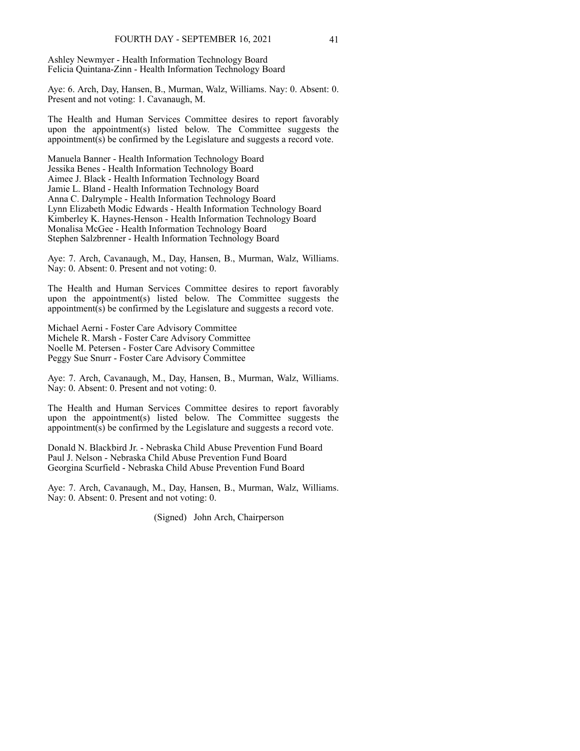Ashley Newmyer - Health Information Technology Board
Felicia Quintana-Zinn - Health Information Technology Board

Aye: 6. Arch, Day, Hansen, B., Murman, Walz, Williams. Nay: 0. Absent: 0. Present and not voting: 1. Cavanaugh, M.

The Health and Human Services Committee desires to report favorably upon the appointment(s) listed below. The Committee suggests the appointment(s) be confirmed by the Legislature and suggests a record vote.

Manuela Banner - Health Information Technology Board
Jessika Benes - Health Information Technology Board
Aimee J. Black - Health Information Technology Board
Jamie L. Bland - Health Information Technology Board
Anna C. Dalrymple - Health Information Technology Board
Lynn Elizabeth Modic Edwards - Health Information Technology Board
Kimberley K. Haynes-Henson - Health Information Technology Board
Monalisa McGee - Health Information Technology Board
Stephen Salzbrenner - Health Information Technology Board

Aye: 7. Arch, Cavanaugh, M., Day, Hansen, B., Murman, Walz, Williams. Nay: 0. Absent: 0. Present and not voting: 0.

The Health and Human Services Committee desires to report favorably upon the appointment(s) listed below. The Committee suggests the appointment(s) be confirmed by the Legislature and suggests a record vote.

Michael Aerni - Foster Care Advisory Committee
Michele R. Marsh - Foster Care Advisory Committee
Noelle M. Petersen - Foster Care Advisory Committee
Peggy Sue Snurr - Foster Care Advisory Committee

Aye: 7. Arch, Cavanaugh, M., Day, Hansen, B., Murman, Walz, Williams. Nay: 0. Absent: 0. Present and not voting: 0.

The Health and Human Services Committee desires to report favorably upon the appointment(s) listed below. The Committee suggests the appointment(s) be confirmed by the Legislature and suggests a record vote.

Donald N. Blackbird Jr. - Nebraska Child Abuse Prevention Fund Board
Paul J. Nelson - Nebraska Child Abuse Prevention Fund Board
Georgina Scurfield - Nebraska Child Abuse Prevention Fund Board

Aye: 7. Arch, Cavanaugh, M., Day, Hansen, B., Murman, Walz, Williams. Nay: 0. Absent: 0. Present and not voting: 0.

(Signed) John Arch, Chairperson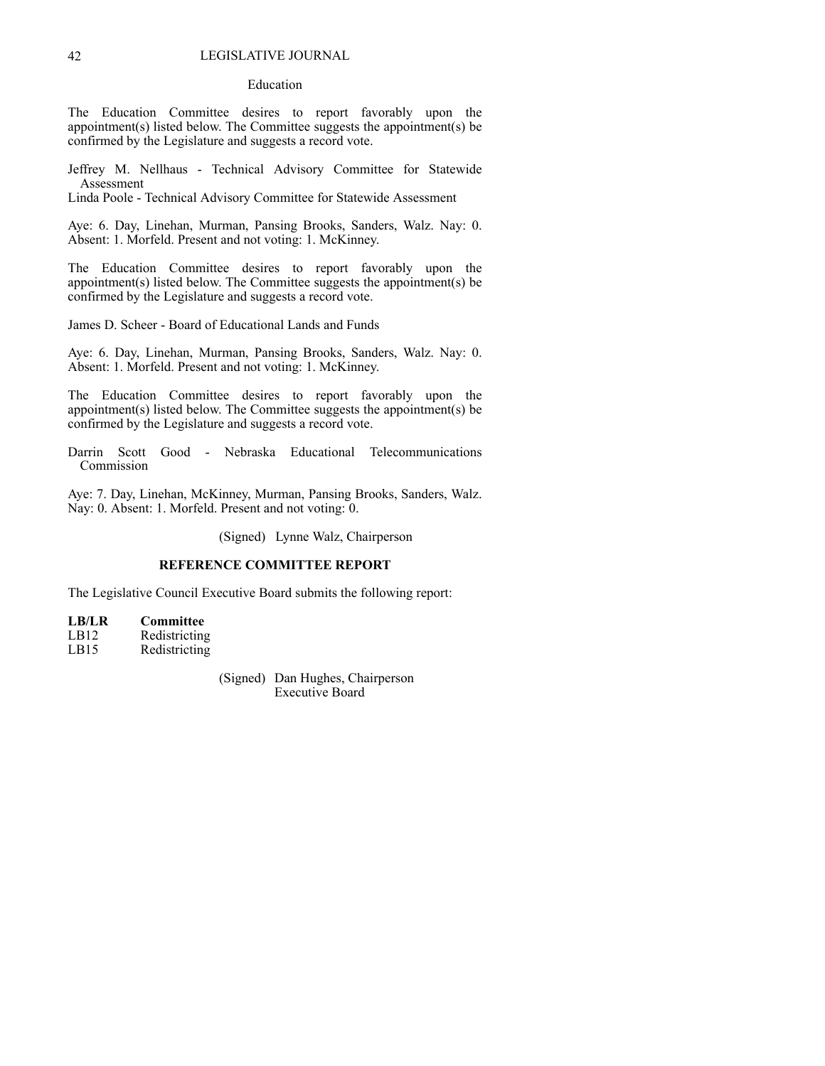### Education

The Education Committee desires to report favorably upon the appointment(s) listed below. The Committee suggests the appointment(s) be confirmed by the Legislature and suggests a record vote.

Jeffrey M. Nellhaus - Technical Advisory Committee for Statewide Assessment
Linda Poole - Technical Advisory Committee for Statewide Assessment

Aye: 6. Day, Linehan, Murman, Pansing Brooks, Sanders, Walz. Nay: 0. Absent: 1. Morfeld. Present and not voting: 1. McKinney.

The Education Committee desires to report favorably upon the appointment(s) listed below. The Committee suggests the appointment(s) be confirmed by the Legislature and suggests a record vote.

James D. Scheer - Board of Educational Lands and Funds

Aye: 6. Day, Linehan, Murman, Pansing Brooks, Sanders, Walz. Nay: 0. Absent: 1. Morfeld. Present and not voting: 1. McKinney.

The Education Committee desires to report favorably upon the appointment(s) listed below. The Committee suggests the appointment(s) be confirmed by the Legislature and suggests a record vote.

Darrin Scott Good - Nebraska Educational Telecommunications Commission

Aye: 7. Day, Linehan, McKinney, Murman, Pansing Brooks, Sanders, Walz. Nay: 0. Absent: 1. Morfeld. Present and not voting: 0.

(Signed) Lynne Walz, Chairperson

## REFERENCE COMMITTEE REPORT

The Legislative Council Executive Board submits the following report:

| LB/LR | Committee |
|---|---|
| LB12 | Redistricting |
| LB15 | Redistricting |

(Signed) Dan Hughes, Chairperson
Executive Board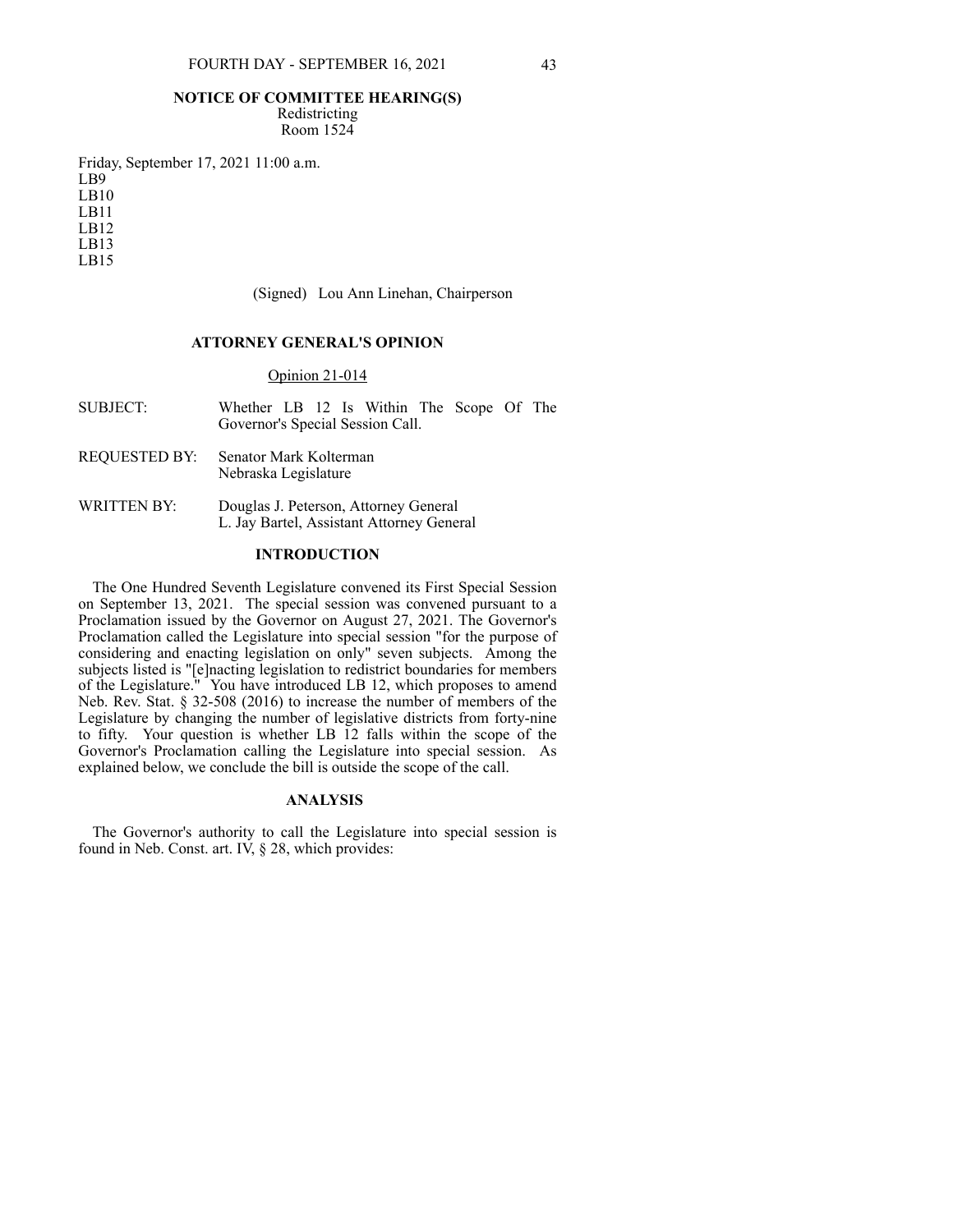## NOTICE OF COMMITTEE HEARING(S)

Redistricting
Room 1524

Friday, September 17, 2021 11:00 a.m.
LB9
LB10
LB11
LB12
LB13
LB15

(Signed) Lou Ann Linehan, Chairperson

## ATTORNEY GENERAL'S OPINION

Opinion 21-014

| | |
|---|---|
| SUBJECT: | Whether LB 12 Is Within The Scope Of The Governor's Special Session Call. |
| REQUESTED BY: | Senator Mark Kolterman<br>Nebraska Legislature |
| WRITTEN BY: | Douglas J. Peterson, Attorney General<br>L. Jay Bartel, Assistant Attorney General |

### INTRODUCTION

The One Hundred Seventh Legislature convened its First Special Session on September 13, 2021. The special session was convened pursuant to a Proclamation issued by the Governor on August 27, 2021. The Governor's Proclamation called the Legislature into special session "for the purpose of considering and enacting legislation on only" seven subjects. Among the subjects listed is "[e]nacting legislation to redistrict boundaries for members of the Legislature." You have introduced LB 12, which proposes to amend Neb. Rev. Stat. § 32-508 (2016) to increase the number of members of the Legislature by changing the number of legislative districts from forty-nine to fifty. Your question is whether LB 12 falls within the scope of the Governor's Proclamation calling the Legislature into special session. As explained below, we conclude the bill is outside the scope of the call.

### ANALYSIS

The Governor's authority to call the Legislature into special session is found in Neb. Const. art. IV, § 28, which provides: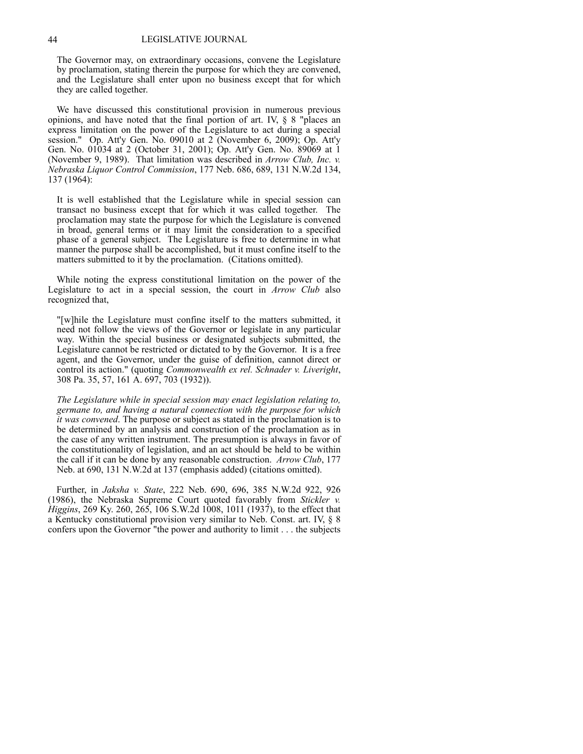> The Governor may, on extraordinary occasions, convene the Legislature by proclamation, stating therein the purpose for which they are convened, and the Legislature shall enter upon no business except that for which they are called together.

We have discussed this constitutional provision in numerous previous opinions, and have noted that the final portion of art. IV, § 8 "places an express limitation on the power of the Legislature to act during a special session." Op. Att'y Gen. No. 09010 at 2 (November 6, 2009); Op. Att'y Gen. No. 01034 at 2 (October 31, 2001); Op. Att'y Gen. No. 89069 at 1 (November 9, 1989). That limitation was described in *Arrow Club, Inc. v. Nebraska Liquor Control Commission*, 177 Neb. 686, 689, 131 N.W.2d 134, 137 (1964):

> It is well established that the Legislature while in special session can transact no business except that for which it was called together. The proclamation may state the purpose for which the Legislature is convened in broad, general terms or it may limit the consideration to a specified phase of a general subject. The Legislature is free to determine in what manner the purpose shall be accomplished, but it must confine itself to the matters submitted to it by the proclamation. (Citations omitted).

While noting the express constitutional limitation on the power of the Legislature to act in a special session, the court in *Arrow Club* also recognized that,

> "[w]hile the Legislature must confine itself to the matters submitted, it need not follow the views of the Governor or legislate in any particular way. Within the special business or designated subjects submitted, the Legislature cannot be restricted or dictated to by the Governor. It is a free agent, and the Governor, under the guise of definition, cannot direct or control its action." (quoting *Commonwealth ex rel. Schnader v. Liveright*, 308 Pa. 35, 57, 161 A. 697, 703 (1932)).
>
> *The Legislature while in special session may enact legislation relating to, germane to, and having a natural connection with the purpose for which it was convened*. The purpose or subject as stated in the proclamation is to be determined by an analysis and construction of the proclamation as in the case of any written instrument. The presumption is always in favor of the constitutionality of legislation, and an act should be held to be within the call if it can be done by any reasonable construction. *Arrow Club*, 177 Neb. at 690, 131 N.W.2d at 137 (emphasis added) (citations omitted).

Further, in *Jaksha v. State*, 222 Neb. 690, 696, 385 N.W.2d 922, 926 (1986), the Nebraska Supreme Court quoted favorably from *Stickler v. Higgins*, 269 Ky. 260, 265, 106 S.W.2d 1008, 1011 (1937), to the effect that a Kentucky constitutional provision very similar to Neb. Const. art. IV, § 8 confers upon the Governor "the power and authority to limit . . . the subjects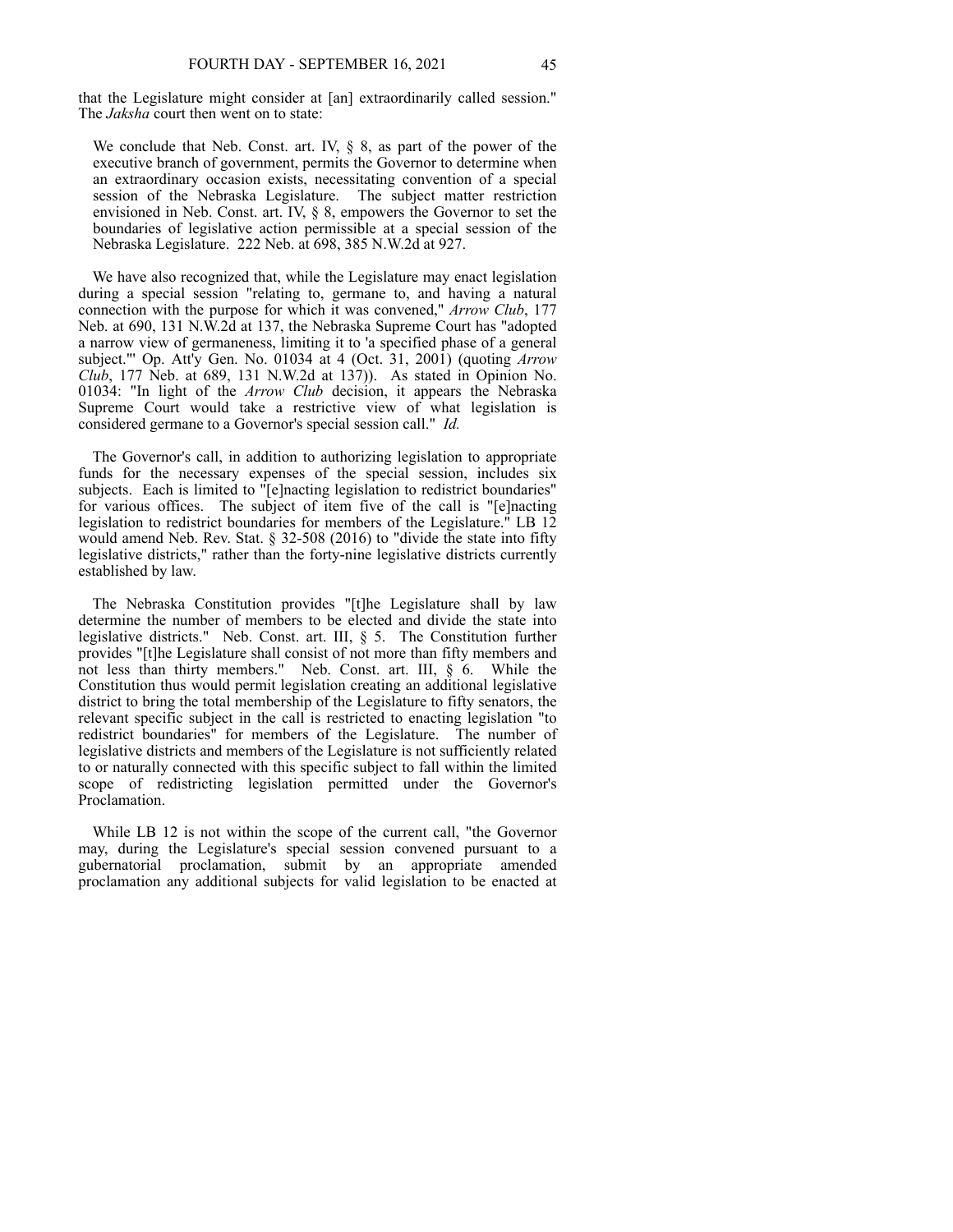that the Legislature might consider at [an] extraordinarily called session." The *Jaksha* court then went on to state:

> We conclude that Neb. Const. art. IV, § 8, as part of the power of the executive branch of government, permits the Governor to determine when an extraordinary occasion exists, necessitating convention of a special session of the Nebraska Legislature. The subject matter restriction envisioned in Neb. Const. art. IV, § 8, empowers the Governor to set the boundaries of legislative action permissible at a special session of the Nebraska Legislature. 222 Neb. at 698, 385 N.W.2d at 927.

We have also recognized that, while the Legislature may enact legislation during a special session "relating to, germane to, and having a natural connection with the purpose for which it was convened," *Arrow Club*, 177 Neb. at 690, 131 N.W.2d at 137, the Nebraska Supreme Court has "adopted a narrow view of germaneness, limiting it to 'a specified phase of a general subject.'" Op. Att'y Gen. No. 01034 at 4 (Oct. 31, 2001) (quoting *Arrow Club*, 177 Neb. at 689, 131 N.W.2d at 137)). As stated in Opinion No. 01034: "In light of the *Arrow Club* decision, it appears the Nebraska Supreme Court would take a restrictive view of what legislation is considered germane to a Governor's special session call." *Id.*

The Governor's call, in addition to authorizing legislation to appropriate funds for the necessary expenses of the special session, includes six subjects. Each is limited to "[e]nacting legislation to redistrict boundaries" for various offices. The subject of item five of the call is "[e]nacting legislation to redistrict boundaries for members of the Legislature." LB 12 would amend Neb. Rev. Stat. § 32-508 (2016) to "divide the state into fifty legislative districts," rather than the forty-nine legislative districts currently established by law.

The Nebraska Constitution provides "[t]he Legislature shall by law determine the number of members to be elected and divide the state into legislative districts." Neb. Const. art. III, § 5. The Constitution further provides "[t]he Legislature shall consist of not more than fifty members and not less than thirty members." Neb. Const. art. III, § 6. While the Constitution thus would permit legislation creating an additional legislative district to bring the total membership of the Legislature to fifty senators, the relevant specific subject in the call is restricted to enacting legislation "to redistrict boundaries" for members of the Legislature. The number of legislative districts and members of the Legislature is not sufficiently related to or naturally connected with this specific subject to fall within the limited scope of redistricting legislation permitted under the Governor's Proclamation.

While LB 12 is not within the scope of the current call, "the Governor may, during the Legislature's special session convened pursuant to a gubernatorial proclamation, submit by an appropriate amended proclamation any additional subjects for valid legislation to be enacted at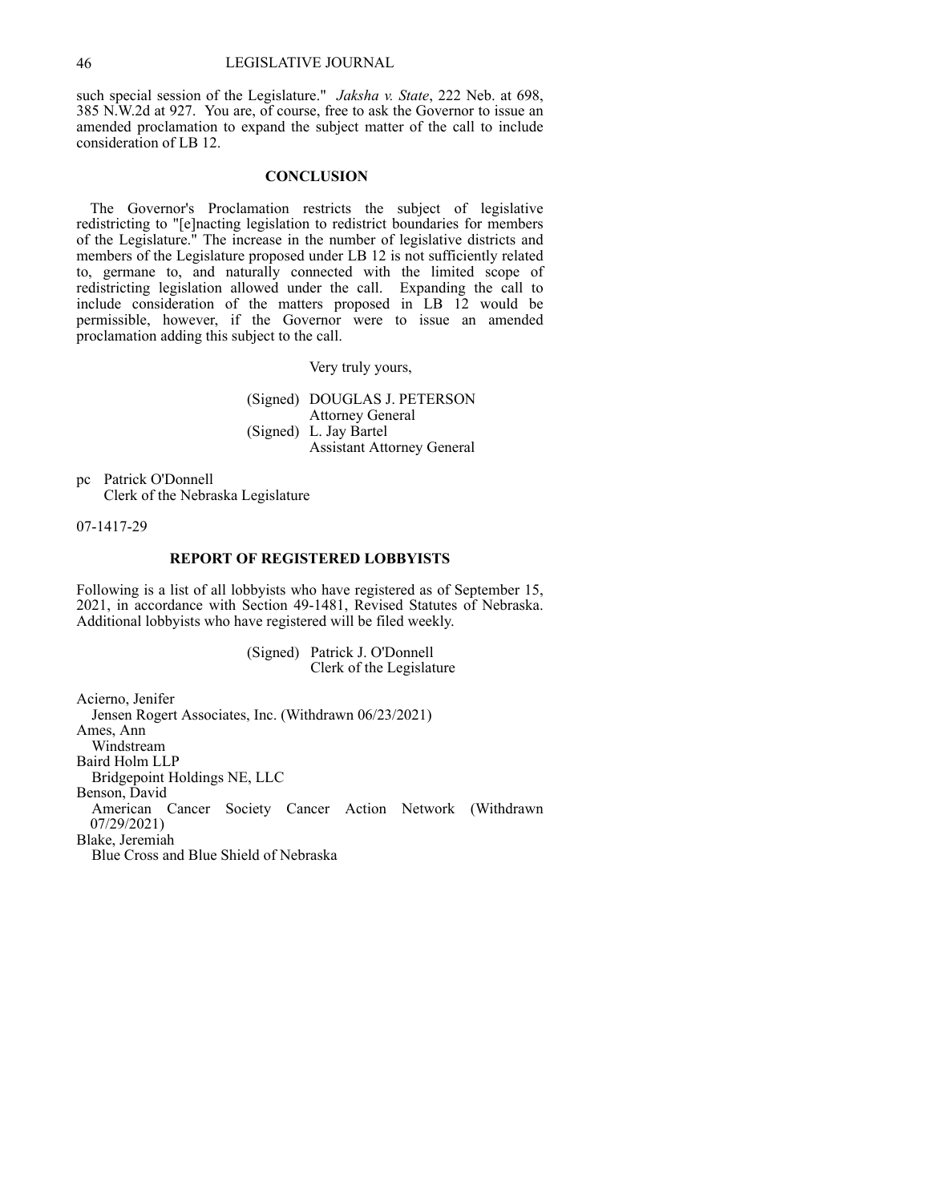such special session of the Legislature." *Jaksha v. State*, 222 Neb. at 698, 385 N.W.2d at 927. You are, of course, free to ask the Governor to issue an amended proclamation to expand the subject matter of the call to include consideration of LB 12.

**CONCLUSION**

The Governor's Proclamation restricts the subject of legislative redistricting to "[e]nacting legislation to redistrict boundaries for members of the Legislature." The increase in the number of legislative districts and members of the Legislature proposed under LB 12 is not sufficiently related to, germane to, and naturally connected with the limited scope of redistricting legislation allowed under the call. Expanding the call to include consideration of the matters proposed in LB 12 would be permissible, however, if the Governor were to issue an amended proclamation adding this subject to the call.

Very truly yours,

(Signed) DOUGLAS J. PETERSON
Attorney General
(Signed) L. Jay Bartel
Assistant Attorney General

pc Patrick O'Donnell
Clerk of the Nebraska Legislature

07-1417-29

**REPORT OF REGISTERED LOBBYISTS**

Following is a list of all lobbyists who have registered as of September 15, 2021, in accordance with Section 49-1481, Revised Statutes of Nebraska. Additional lobbyists who have registered will be filed weekly.

(Signed) Patrick J. O'Donnell
Clerk of the Legislature

Acierno, Jenifer
Jensen Rogert Associates, Inc. (Withdrawn 06/23/2021)
Ames, Ann
Windstream
Baird Holm LLP
Bridgepoint Holdings NE, LLC
Benson, David
American Cancer Society Cancer Action Network (Withdrawn 07/29/2021)
Blake, Jeremiah
Blue Cross and Blue Shield of Nebraska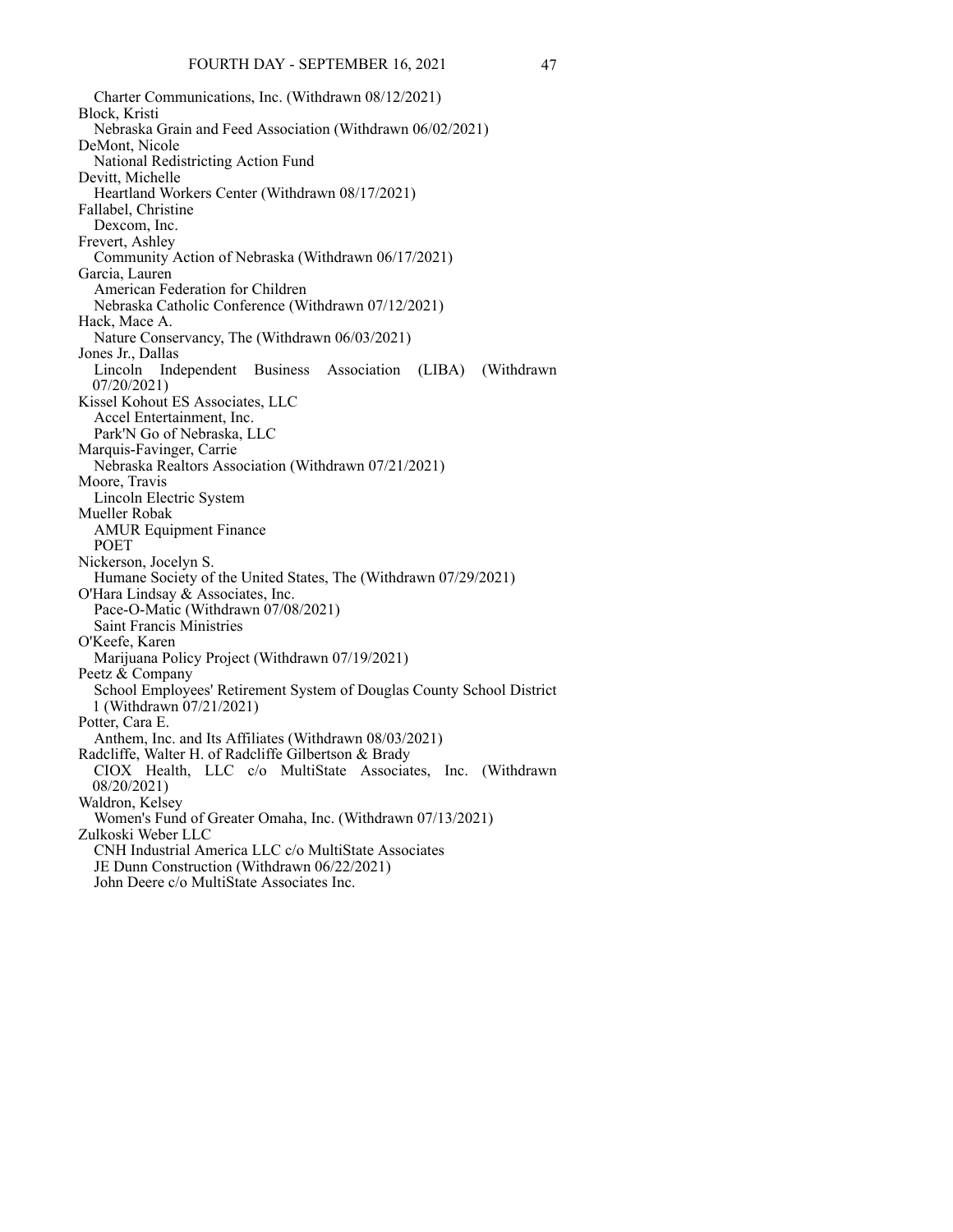Charter Communications, Inc. (Withdrawn 08/12/2021)

Block, Kristi
  Nebraska Grain and Feed Association (Withdrawn 06/02/2021)

DeMont, Nicole
  National Redistricting Action Fund

Devitt, Michelle
  Heartland Workers Center (Withdrawn 08/17/2021)

Fallabel, Christine
  Dexcom, Inc.

Frevert, Ashley
  Community Action of Nebraska (Withdrawn 06/17/2021)

Garcia, Lauren
  American Federation for Children
  Nebraska Catholic Conference (Withdrawn 07/12/2021)

Hack, Mace A.
  Nature Conservancy, The (Withdrawn 06/03/2021)

Jones Jr., Dallas
  Lincoln Independent Business Association (LIBA) (Withdrawn 07/20/2021)

Kissel Kohout ES Associates, LLC
  Accel Entertainment, Inc.
  Park'N Go of Nebraska, LLC

Marquis-Favinger, Carrie
  Nebraska Realtors Association (Withdrawn 07/21/2021)

Moore, Travis
  Lincoln Electric System

Mueller Robak
  AMUR Equipment Finance
  POET

Nickerson, Jocelyn S.
  Humane Society of the United States, The (Withdrawn 07/29/2021)

O'Hara Lindsay & Associates, Inc.
  Pace-O-Matic (Withdrawn 07/08/2021)
  Saint Francis Ministries

O'Keefe, Karen
  Marijuana Policy Project (Withdrawn 07/19/2021)

Peetz & Company
  School Employees' Retirement System of Douglas County School District 1 (Withdrawn 07/21/2021)

Potter, Cara E.
  Anthem, Inc. and Its Affiliates (Withdrawn 08/03/2021)

Radcliffe, Walter H. of Radcliffe Gilbertson & Brady
  CIOX Health, LLC c/o MultiState Associates, Inc. (Withdrawn 08/20/2021)

Waldron, Kelsey
  Women's Fund of Greater Omaha, Inc. (Withdrawn 07/13/2021)

Zulkoski Weber LLC
  CNH Industrial America LLC c/o MultiState Associates
  JE Dunn Construction (Withdrawn 06/22/2021)
  John Deere c/o MultiState Associates Inc.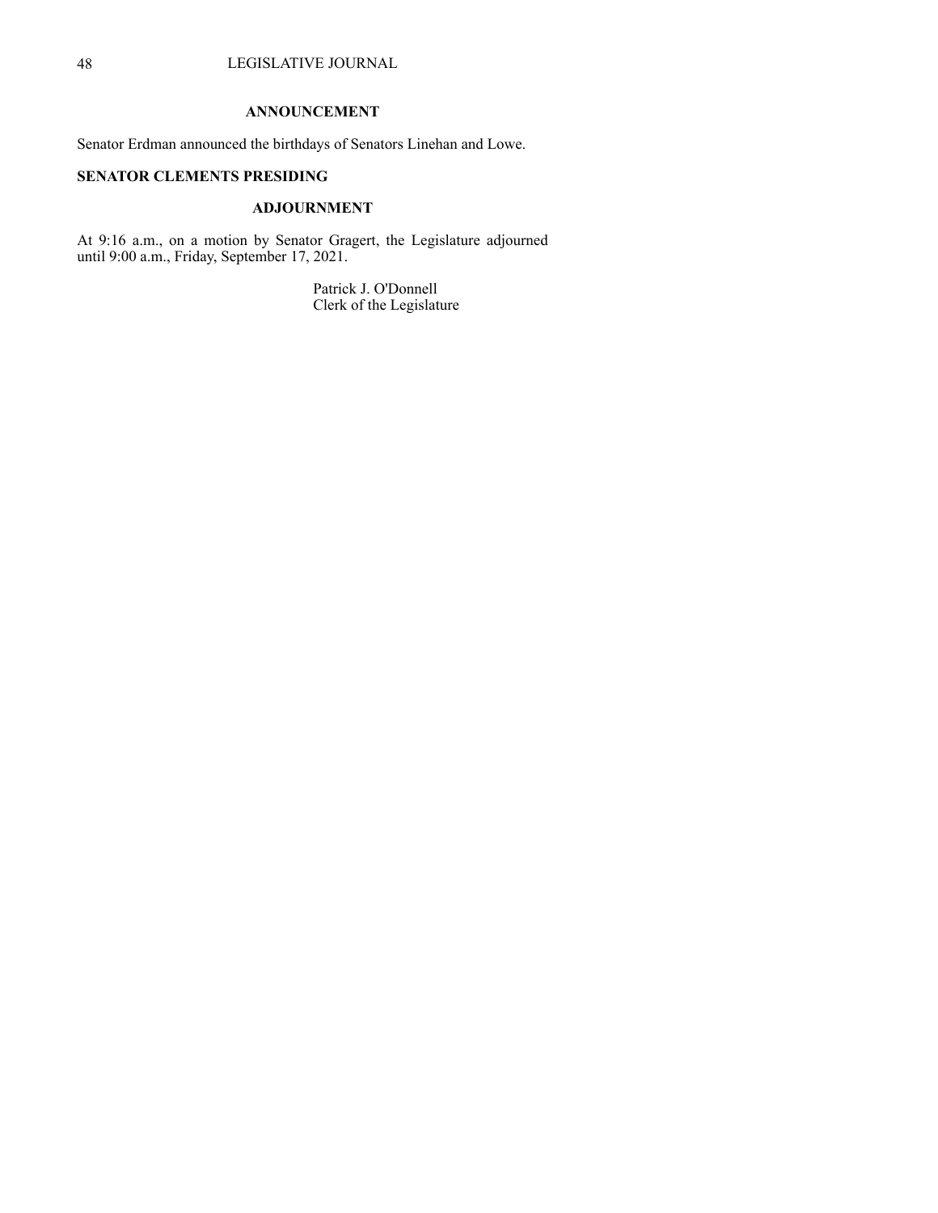## ANNOUNCEMENT

Senator Erdman announced the birthdays of Senators Linehan and Lowe.

**SENATOR CLEMENTS PRESIDING**

## ADJOURNMENT

At 9:16 a.m., on a motion by Senator Gragert, the Legislature adjourned until 9:00 a.m., Friday, September 17, 2021.

Patrick J. O'Donnell
Clerk of the Legislature